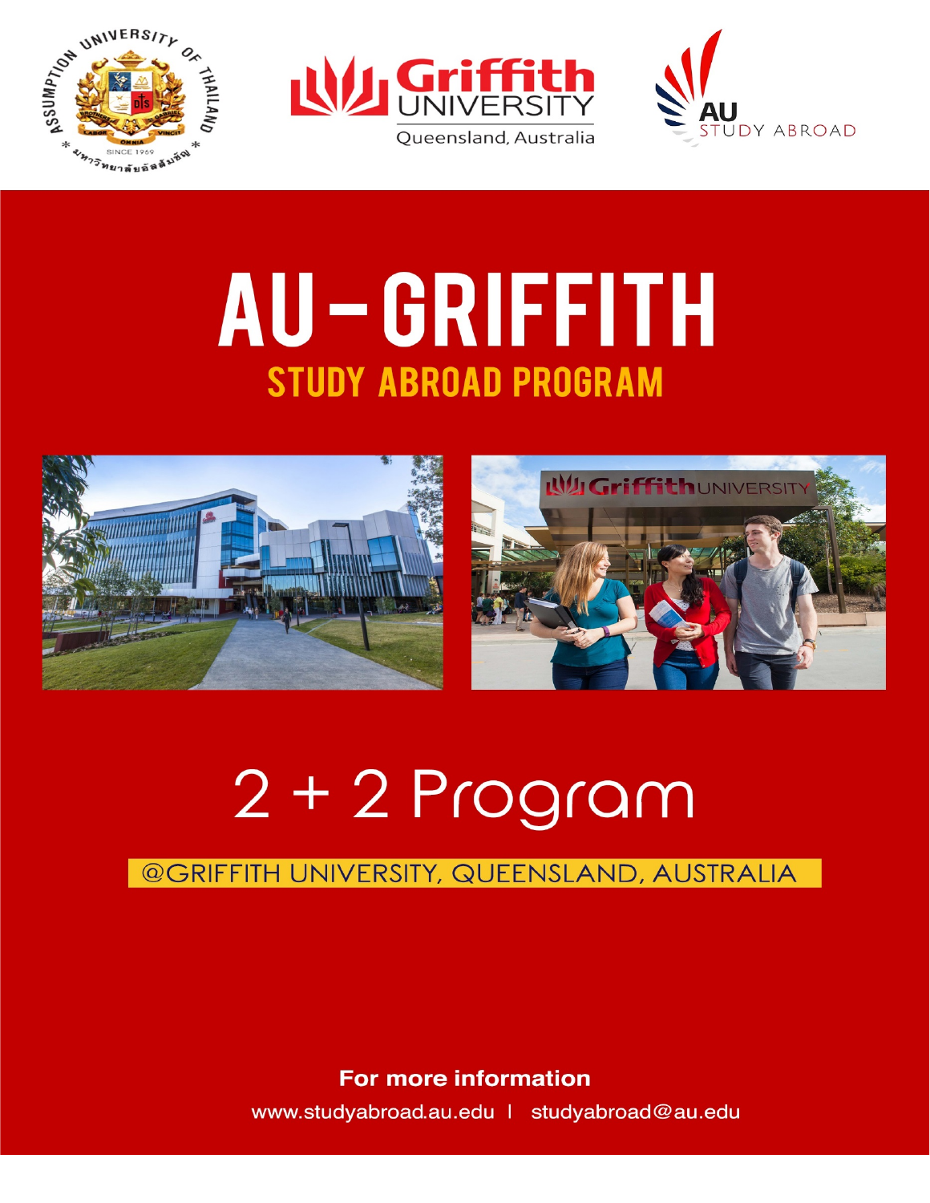# AU-GRIFFITH

## STUDY ABROAD PROGRAM

# 2 + 2 Program

@GRIFFITH UNIVERSITY, QUEENSLAND, AUSTRALIA

**For more information**

www.studyabroad.au.edu | studyabroad@au.edu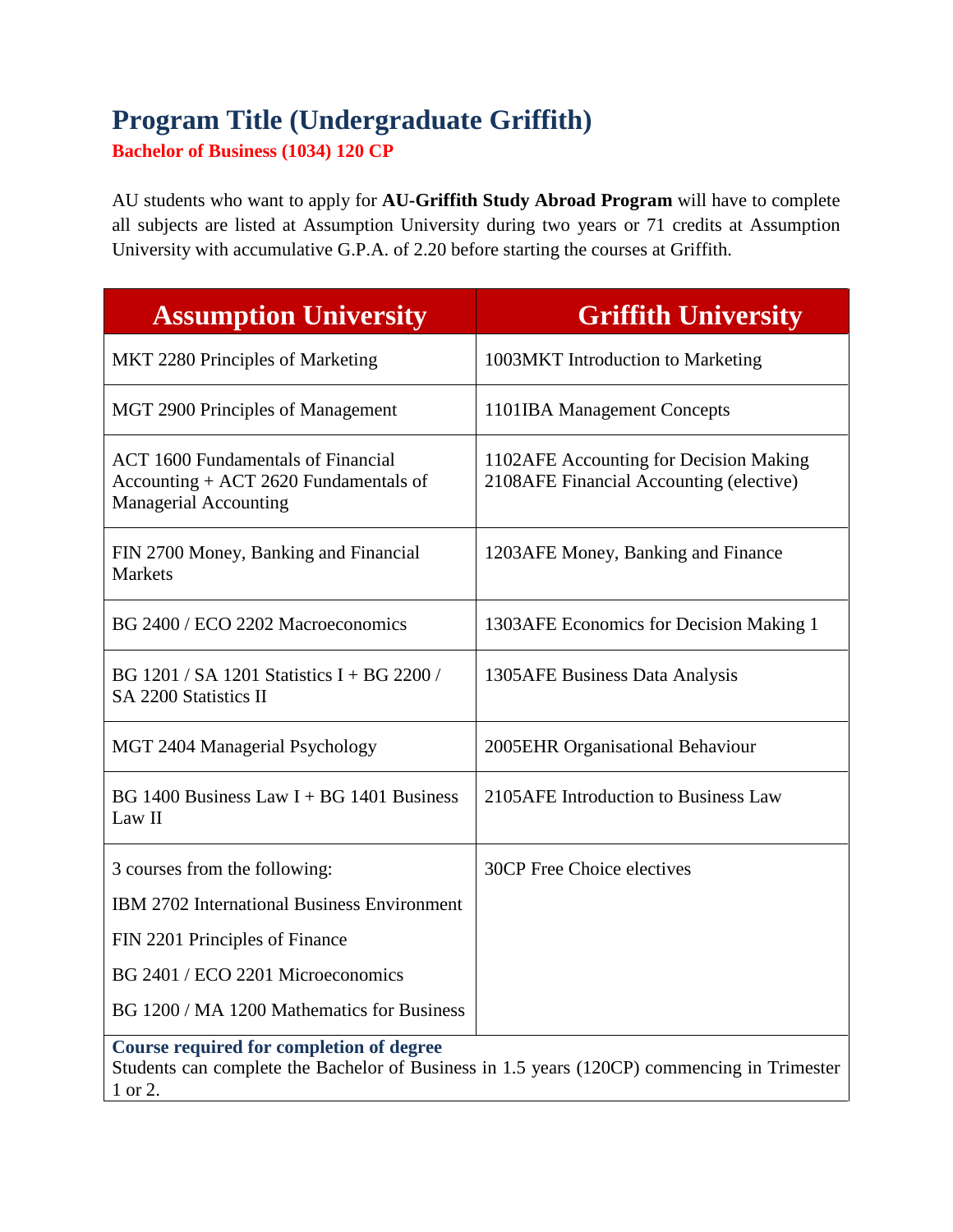# Program Title (Undergraduate Griffith)

**Bachelor of Business (1034) 120 CP**

AU students who want to apply for **AU-Griffith Study Abroad Program** will have to complete all subjects are listed at Assumption University during two years or 71 credits at Assumption University with accumulative G.P.A. of 2.20 before starting the courses at Griffith.

| Assumption University | Griffith University |
|---|---|
| MKT 2280 Principles of Marketing | 1003MKT Introduction to Marketing |
| MGT 2900 Principles of Management | 1101IBA Management Concepts |
| ACT 1600 Fundamentals of Financial Accounting + ACT 2620 Fundamentals of Managerial Accounting | 1102AFE Accounting for Decision Making<br>2108AFE Financial Accounting (elective) |
| FIN 2700 Money, Banking and Financial Markets | 1203AFE Money, Banking and Finance |
| BG 2400 / ECO 2202 Macroeconomics | 1303AFE Economics for Decision Making 1 |
| BG 1201 / SA 1201 Statistics I + BG 2200 / SA 2200 Statistics II | 1305AFE Business Data Analysis |
| MGT 2404 Managerial Psychology | 2005EHR Organisational Behaviour |
| BG 1400 Business Law I + BG 1401 Business Law II | 2105AFE Introduction to Business Law |
| 3 courses from the following:<br>IBM 2702 International Business Environment<br>FIN 2201 Principles of Finance<br>BG 2401 / ECO 2201 Microeconomics<br>BG 1200 / MA 1200 Mathematics for Business | 30CP Free Choice electives |

**Course required for completion of degree**

Students can complete the Bachelor of Business in 1.5 years (120CP) commencing in Trimester 1 or 2.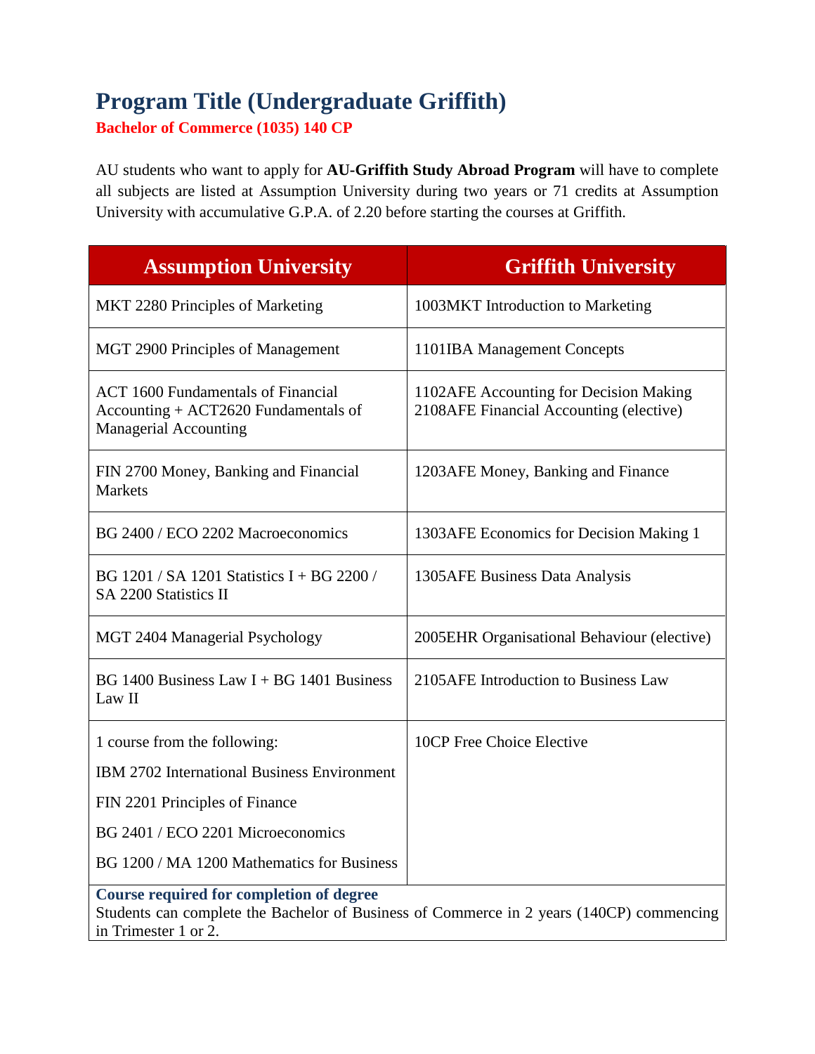# Program Title (Undergraduate Griffith)

**Bachelor of Commerce (1035) 140 CP**

AU students who want to apply for **AU-Griffith Study Abroad Program** will have to complete all subjects are listed at Assumption University during two years or 71 credits at Assumption University with accumulative G.P.A. of 2.20 before starting the courses at Griffith.

| Assumption University | Griffith University |
| --- | --- |
| MKT 2280 Principles of Marketing | 1003MKT Introduction to Marketing |
| MGT 2900 Principles of Management | 1101IBA Management Concepts |
| ACT 1600 Fundamentals of Financial Accounting + ACT2620 Fundamentals of Managerial Accounting | 1102AFE Accounting for Decision Making<br>2108AFE Financial Accounting (elective) |
| FIN 2700 Money, Banking and Financial Markets | 1203AFE Money, Banking and Finance |
| BG 2400 / ECO 2202 Macroeconomics | 1303AFE Economics for Decision Making 1 |
| BG 1201 / SA 1201 Statistics I + BG 2200 / SA 2200 Statistics II | 1305AFE Business Data Analysis |
| MGT 2404 Managerial Psychology | 2005EHR Organisational Behaviour (elective) |
| BG 1400 Business Law I + BG 1401 Business Law II | 2105AFE Introduction to Business Law |
| 1 course from the following:<br>IBM 2702 International Business Environment<br>FIN 2201 Principles of Finance<br>BG 2401 / ECO 2201 Microeconomics<br>BG 1200 / MA 1200 Mathematics for Business | 10CP Free Choice Elective |

**Course required for completion of degree**

Students can complete the Bachelor of Business of Commerce in 2 years (140CP) commencing in Trimester 1 or 2.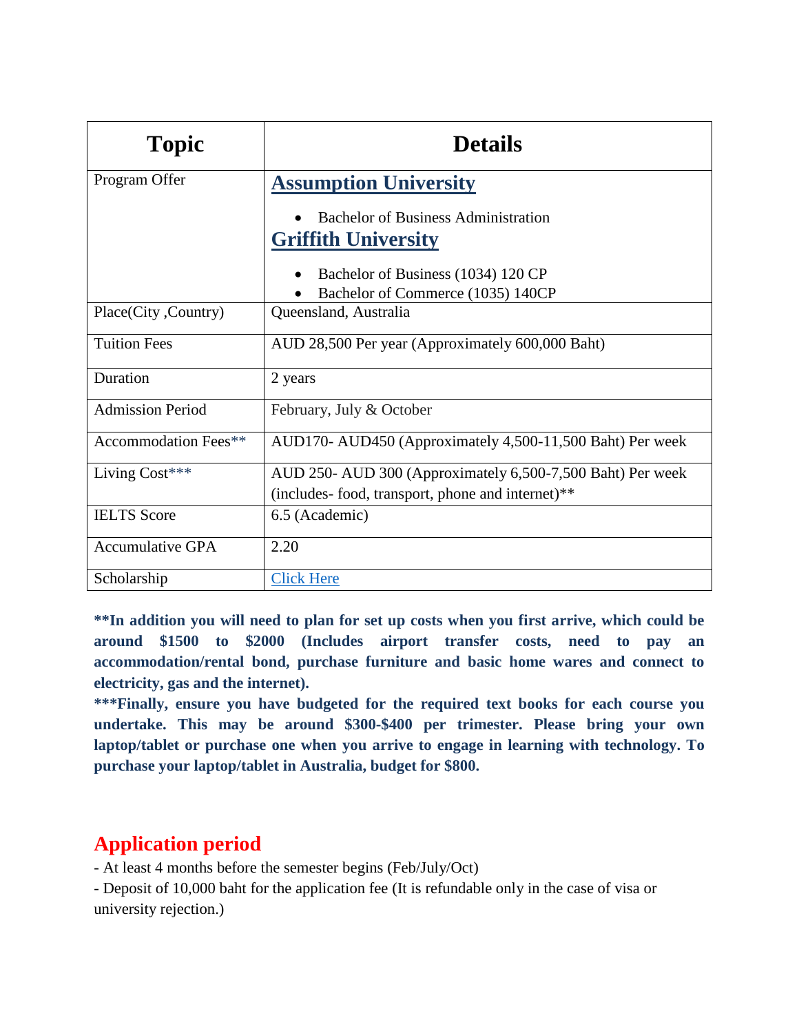| Topic | Details |
| --- | --- |
| Program Offer | **Assumption University**<br>• Bachelor of Business Administration<br>**Griffith University**<br>• Bachelor of Business (1034) 120 CP<br>• Bachelor of Commerce (1035) 140CP |
| Place(City ,Country) | Queensland, Australia |
| Tuition Fees | AUD 28,500 Per year (Approximately 600,000 Baht) |
| Duration | 2 years |
| Admission Period | February, July & October |
| Accommodation Fees** | AUD170- AUD450 (Approximately 4,500-11,500 Baht) Per week |
| Living Cost*** | AUD 250- AUD 300 (Approximately 6,500-7,500 Baht) Per week (includes- food, transport, phone and internet)** |
| IELTS Score | 6.5 (Academic) |
| Accumulative GPA | 2.20 |
| Scholarship | Click Here |

**\*\*In addition you will need to plan for set up costs when you first arrive, which could be around $1500 to $2000 (Includes airport transfer costs, need to pay an accommodation/rental bond, purchase furniture and basic home wares and connect to electricity, gas and the internet).**

**\*\*\*Finally, ensure you have budgeted for the required text books for each course you undertake. This may be around $300-$400 per trimester. Please bring your own laptop/tablet or purchase one when you arrive to engage in learning with technology. To purchase your laptop/tablet in Australia, budget for $800.**

## Application period

- At least 4 months before the semester begins (Feb/July/Oct)
- Deposit of 10,000 baht for the application fee (It is refundable only in the case of visa or university rejection.)